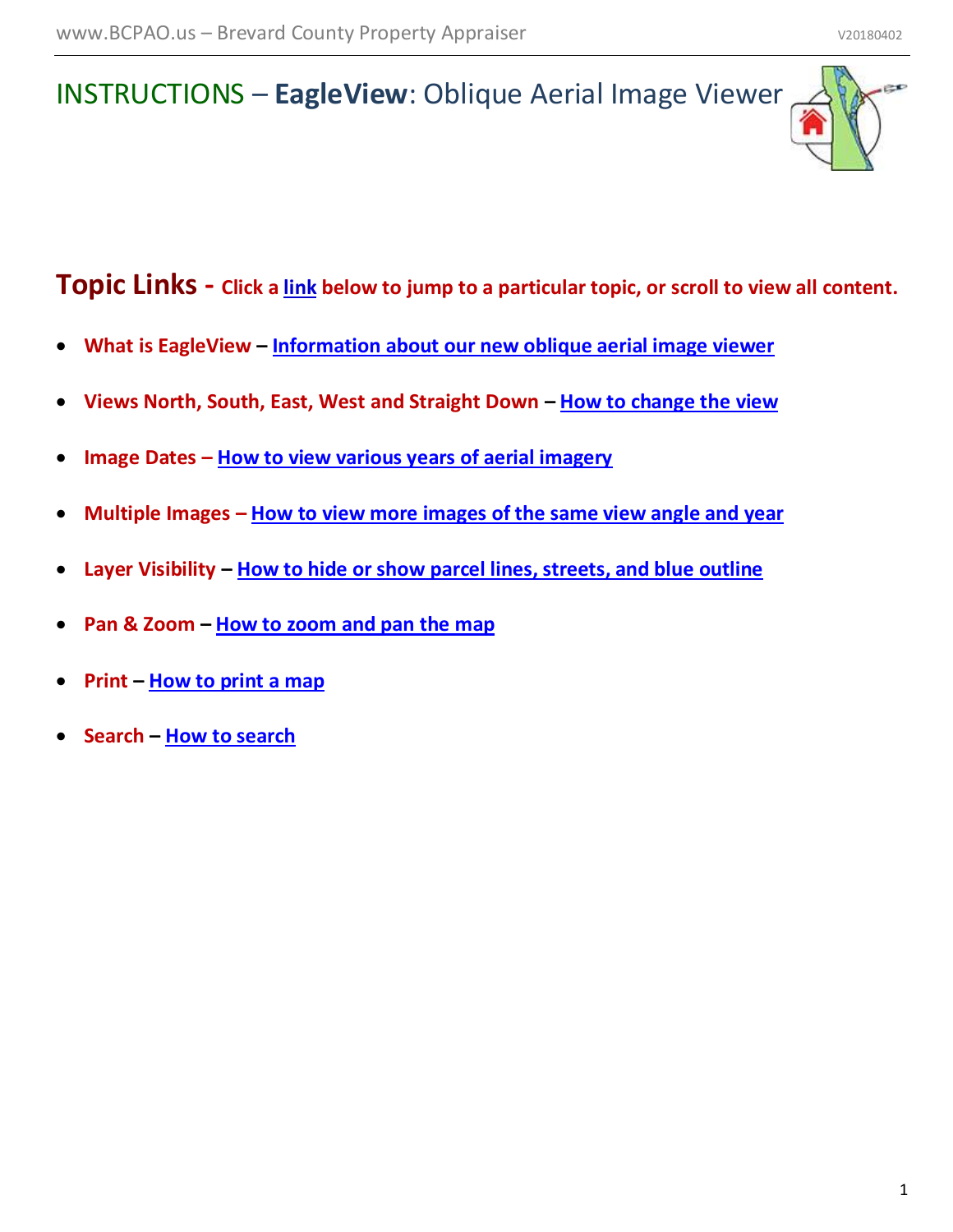# INSTRUCTIONS – **EagleView**: Oblique Aerial Image Viewer

## Topic Links - Click a link below to jump to a particular topic, or scroll to view all content.

- **What is EagleView – Information about our new oblique aerial image viewer**
- **Views North, South, East, West and Straight Down – How to change the view**
- **Image Dates – How to view various years of aerial imagery**
- **Multiple Images – How to view more images of the same view angle and year**
- **Layer Visibility – How to hide or show parcel lines, streets, and blue outline**
- **Pan & Zoom – How to zoom and pan the map**
- **Print – How to print a map**
- **Search – How to search**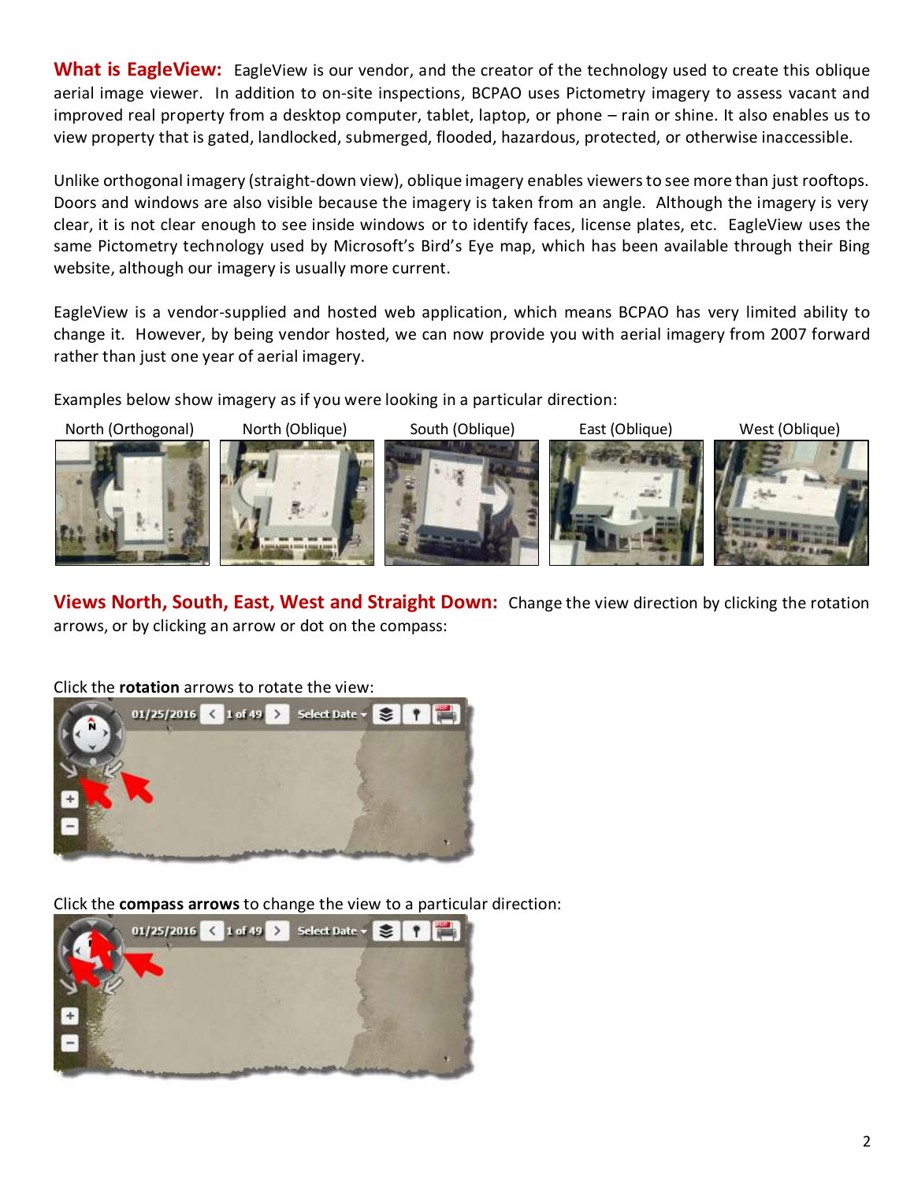**What is EagleView:** EagleView is our vendor, and the creator of the technology used to create this oblique aerial image viewer. In addition to on-site inspections, BCPAO uses Pictometry imagery to assess vacant and improved real property from a desktop computer, tablet, laptop, or phone – rain or shine. It also enables us to view property that is gated, landlocked, submerged, flooded, hazardous, protected, or otherwise inaccessible.

Unlike orthogonal imagery (straight-down view), oblique imagery enables viewers to see more than just rooftops. Doors and windows are also visible because the imagery is taken from an angle. Although the imagery is very clear, it is not clear enough to see inside windows or to identify faces, license plates, etc. EagleView uses the same Pictometry technology used by Microsoft's Bird's Eye map, which has been available through their Bing website, although our imagery is usually more current.

EagleView is a vendor-supplied and hosted web application, which means BCPAO has very limited ability to change it. However, by being vendor hosted, we can now provide you with aerial imagery from 2007 forward rather than just one year of aerial imagery.

Examples below show imagery as if you were looking in a particular direction:

North (Orthogonal) | North (Oblique) | South (Oblique) | East (Oblique) | West (Oblique)

**Views North, South, East, West and Straight Down:** Change the view direction by clicking the rotation arrows, or by clicking an arrow or dot on the compass:

Click the **rotation** arrows to rotate the view:

Click the **compass arrows** to change the view to a particular direction: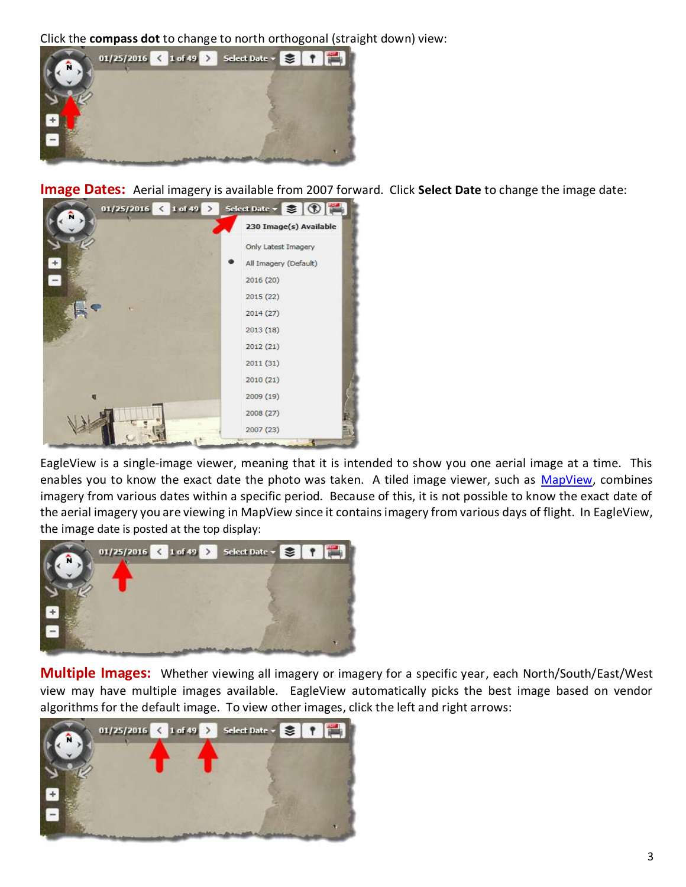Click the **compass dot** to change to north orthogonal (straight down) view:

**Image Dates:** Aerial imagery is available from 2007 forward. Click **Select Date** to change the image date:

EagleView is a single-image viewer, meaning that it is intended to show you one aerial image at a time. This enables you to know the exact date the photo was taken. A tiled image viewer, such as [MapView](), combines imagery from various dates within a specific period. Because of this, it is not possible to know the exact date of the aerial imagery you are viewing in MapView since it contains imagery from various days of flight. In EagleView, the image date is posted at the top display:

**Multiple Images:** Whether viewing all imagery or imagery for a specific year, each North/South/East/West view may have multiple images available. EagleView automatically picks the best image based on vendor algorithms for the default image. To view other images, click the left and right arrows: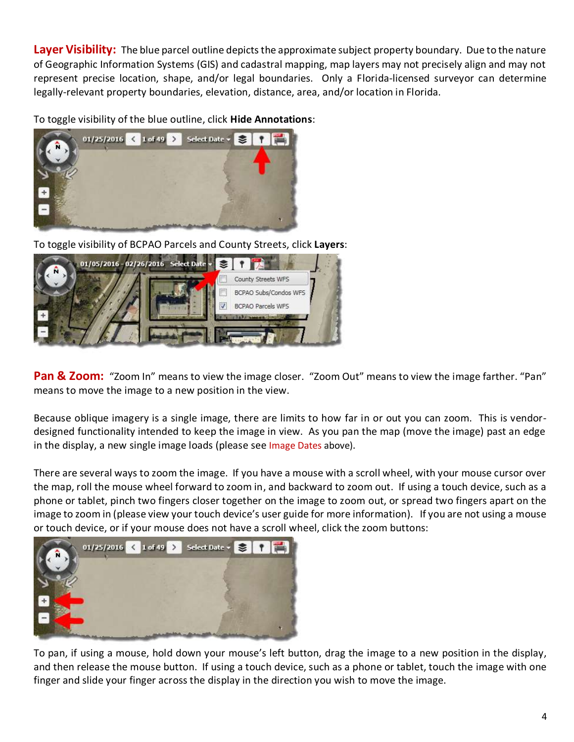**Layer Visibility:** The blue parcel outline depicts the approximate subject property boundary. Due to the nature of Geographic Information Systems (GIS) and cadastral mapping, map layers may not precisely align and may not represent precise location, shape, and/or legal boundaries. Only a Florida-licensed surveyor can determine legally-relevant property boundaries, elevation, distance, area, and/or location in Florida.

To toggle visibility of the blue outline, click **Hide Annotations**:

To toggle visibility of BCPAO Parcels and County Streets, click **Layers**:

**Pan & Zoom:** "Zoom In" means to view the image closer. "Zoom Out" means to view the image farther. "Pan" means to move the image to a new position in the view.

Because oblique imagery is a single image, there are limits to how far in or out you can zoom. This is vendor-designed functionality intended to keep the image in view. As you pan the map (move the image) past an edge in the display, a new single image loads (please see Image Dates above).

There are several ways to zoom the image. If you have a mouse with a scroll wheel, with your mouse cursor over the map, roll the mouse wheel forward to zoom in, and backward to zoom out. If using a touch device, such as a phone or tablet, pinch two fingers closer together on the image to zoom out, or spread two fingers apart on the image to zoom in (please view your touch device's user guide for more information). If you are not using a mouse or touch device, or if your mouse does not have a scroll wheel, click the zoom buttons:

To pan, if using a mouse, hold down your mouse's left button, drag the image to a new position in the display, and then release the mouse button. If using a touch device, such as a phone or tablet, touch the image with one finger and slide your finger across the display in the direction you wish to move the image.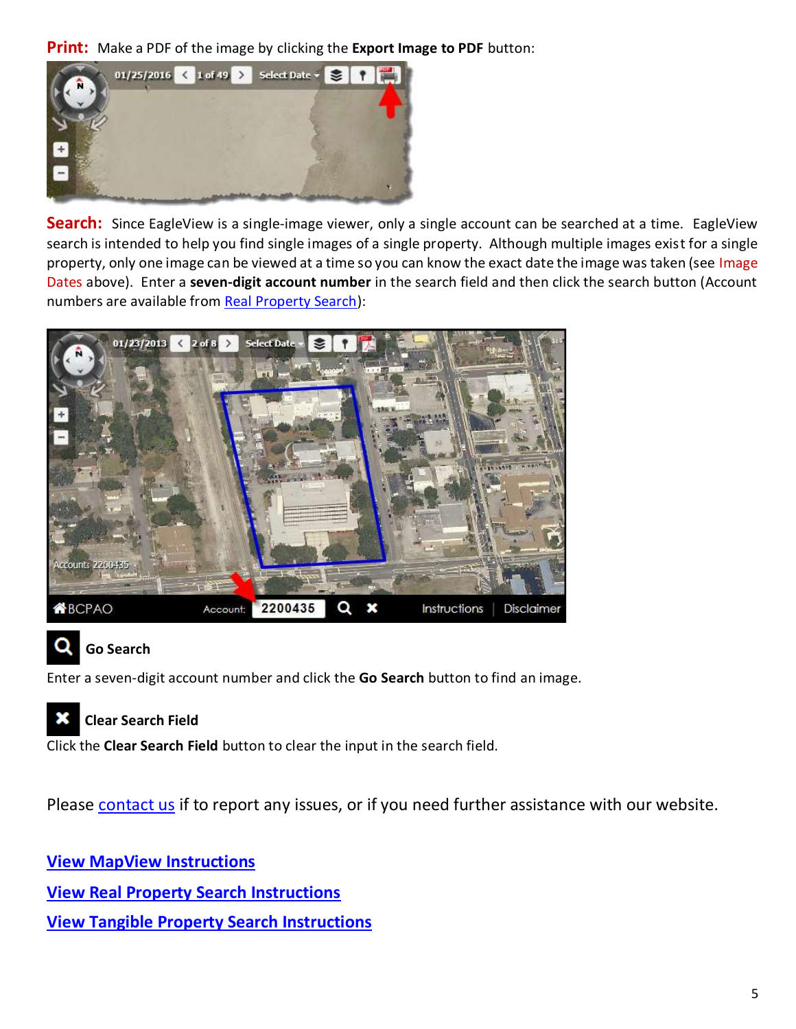**Print:** Make a PDF of the image by clicking the **Export Image to PDF** button:

**Search:** Since EagleView is a single-image viewer, only a single account can be searched at a time. EagleView search is intended to help you find single images of a single property. Although multiple images exist for a single property, only one image can be viewed at a time so you can know the exact date the image was taken (see Image Dates above). Enter a **seven-digit account number** in the search field and then click the search button (Account numbers are available from [Real Property Search]):

**Go Search**

Enter a seven-digit account number and click the **Go Search** button to find an image.

**Clear Search Field**

Click the **Clear Search Field** button to clear the input in the search field.

Please [contact us] if to report any issues, or if you need further assistance with our website.

**[View MapView Instructions]**

**[View Real Property Search Instructions]**

**[View Tangible Property Search Instructions]**